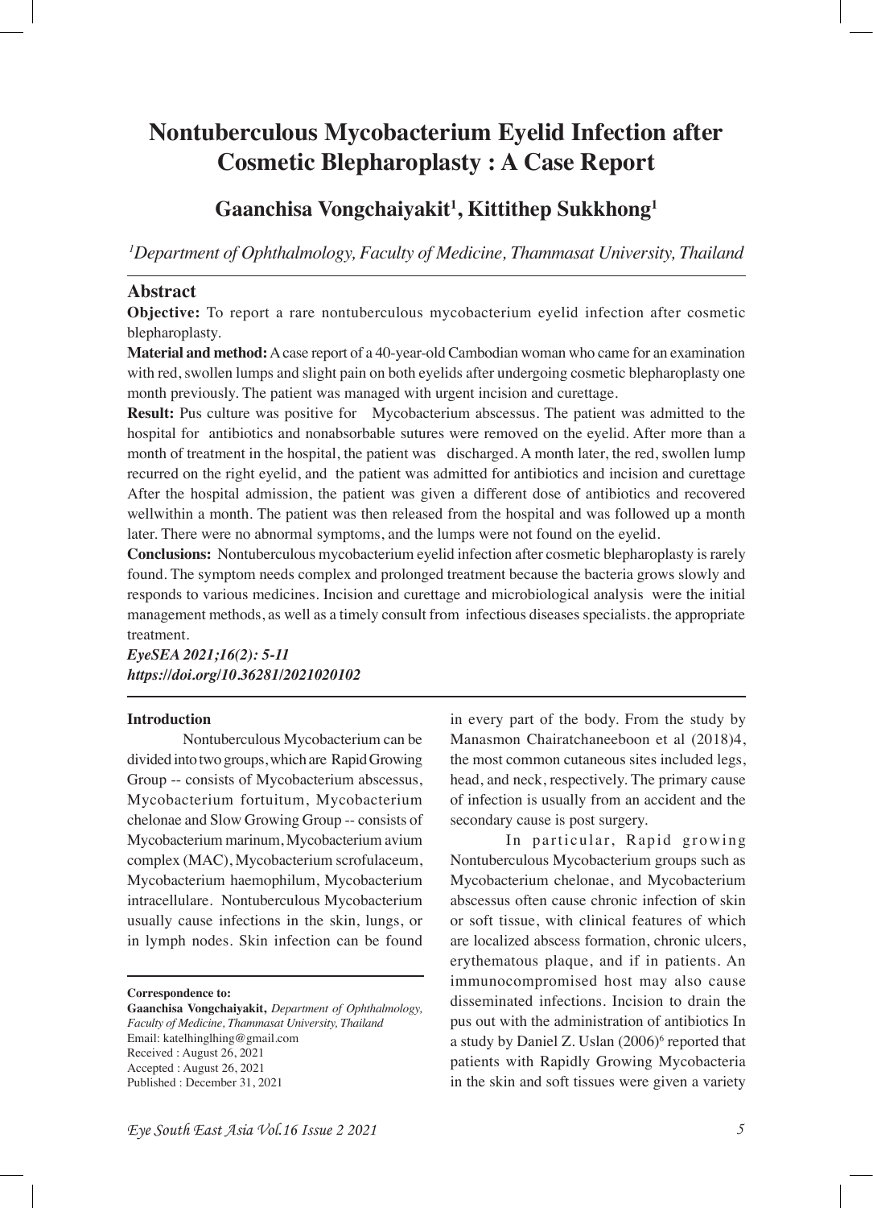# Nontuberculous Mycobacterium Eyelid Infection after Cosmetic Blepharoplasty : A Case Report

## Gaanchisa Vongchaiyakit[1], Kittithep Sukkhong[1]

*[1]Department of Ophthalmology, Faculty of Medicine, Thammasat University, Thailand*

## Abstract

**Objective:** To report a rare nontuberculous mycobacterium eyelid infection after cosmetic blepharoplasty.

**Material and method:** A case report of a 40-year-old Cambodian woman who came for an examination with red, swollen lumps and slight pain on both eyelids after undergoing cosmetic blepharoplasty one month previously. The patient was managed with urgent incision and curettage.

**Result:** Pus culture was positive for Mycobacterium abscessus. The patient was admitted to the hospital for antibiotics and nonabsorbable sutures were removed on the eyelid. After more than a month of treatment in the hospital, the patient was discharged. A month later, the red, swollen lump recurred on the right eyelid, and the patient was admitted for antibiotics and incision and curettage After the hospital admission, the patient was given a different dose of antibiotics and recovered wellwithin a month. The patient was then released from the hospital and was followed up a month later. There were no abnormal symptoms, and the lumps were not found on the eyelid.

**Conclusions:** Nontuberculous mycobacterium eyelid infection after cosmetic blepharoplasty is rarely found. The symptom needs complex and prolonged treatment because the bacteria grows slowly and responds to various medicines. Incision and curettage and microbiological analysis were the initial management methods, as well as a timely consult from infectious diseases specialists. the appropriate treatment.

***EyeSEA 2021;16(2): 5-11***
***https://doi.org/10.36281/2021020102***

**Introduction**

Nontuberculous Mycobacterium can be divided into two groups, which are Rapid Growing Group -- consists of Mycobacterium abscessus, Mycobacterium fortuitum, Mycobacterium chelonae and Slow Growing Group -- consists of Mycobacterium marinum, Mycobacterium avium complex (MAC), Mycobacterium scrofulaceum, Mycobacterium haemophilum, Mycobacterium intracellulare. Nontuberculous Mycobacterium usually cause infections in the skin, lungs, or in lymph nodes. Skin infection can be found in every part of the body. From the study by Manasmon Chairatchaneeboon et al (2018)4, the most common cutaneous sites included legs, head, and neck, respectively. The primary cause of infection is usually from an accident and the secondary cause is post surgery.

In particular, Rapid growing Nontuberculous Mycobacterium groups such as Mycobacterium chelonae, and Mycobacterium abscessus often cause chronic infection of skin or soft tissue, with clinical features of which are localized abscess formation, chronic ulcers, erythematous plaque, and if in patients. An immunocompromised host may also cause disseminated infections. Incision to drain the pus out with the administration of antibiotics In a study by Daniel Z. Uslan (2006)[6] reported that patients with Rapidly Growing Mycobacteria in the skin and soft tissues were given a variety

**Correspondence to:**
**Gaanchisa Vongchaiyakit,** *Department of Ophthalmology, Faculty of Medicine, Thammasat University, Thailand*
Email: katelhinglhing@gmail.com
Received : August 26, 2021
Accepted : August 26, 2021
Published : December 31, 2021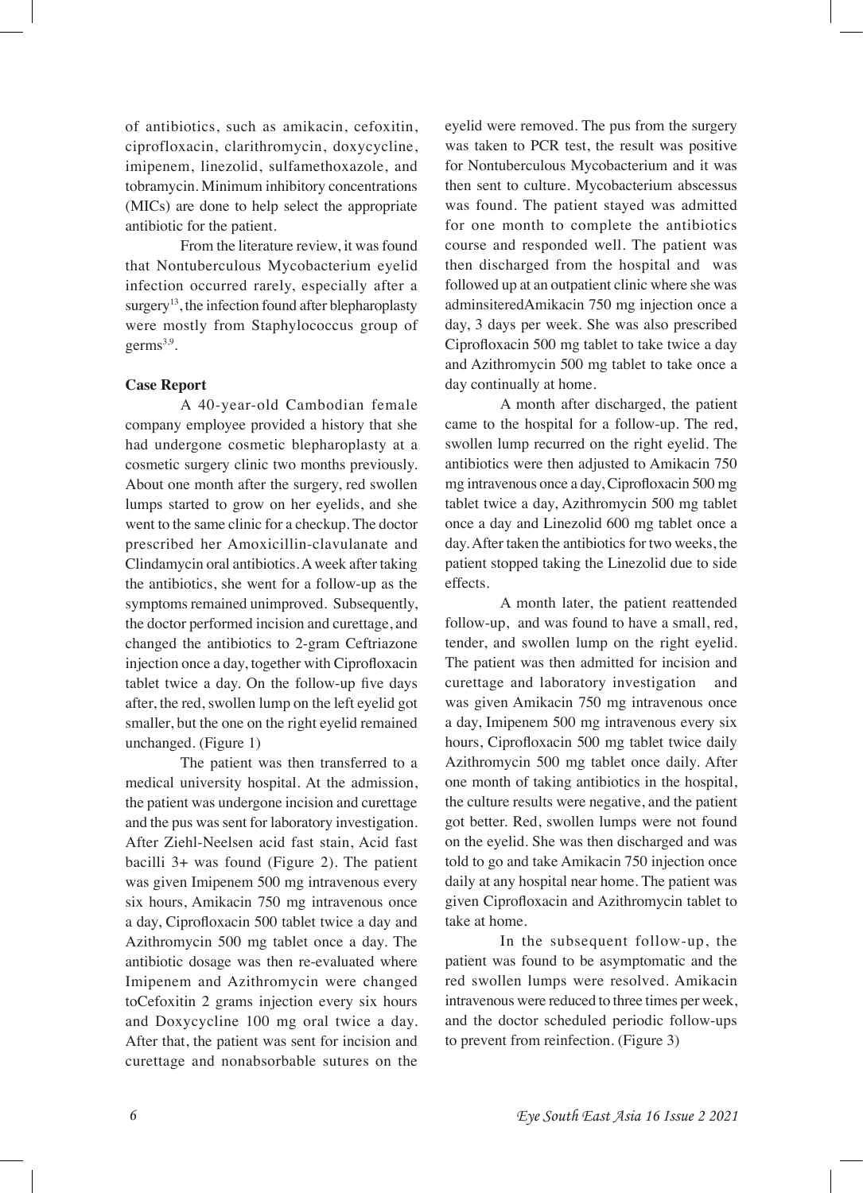of antibiotics, such as amikacin, cefoxitin, ciprofloxacin, clarithromycin, doxycycline, imipenem, linezolid, sulfamethoxazole, and tobramycin. Minimum inhibitory concentrations (MICs) are done to help select the appropriate antibiotic for the patient.

From the literature review, it was found that Nontuberculous Mycobacterium eyelid infection occurred rarely, especially after a surgery[13], the infection found after blepharoplasty were mostly from Staphylococcus group of germs[3,9].

**Case Report**

A 40-year-old Cambodian female company employee provided a history that she had undergone cosmetic blepharoplasty at a cosmetic surgery clinic two months previously. About one month after the surgery, red swollen lumps started to grow on her eyelids, and she went to the same clinic for a checkup. The doctor prescribed her Amoxicillin-clavulanate and Clindamycin oral antibiotics. A week after taking the antibiotics, she went for a follow-up as the symptoms remained unimproved. Subsequently, the doctor performed incision and curettage, and changed the antibiotics to 2-gram Ceftriazone injection once a day, together with Ciprofloxacin tablet twice a day. On the follow-up five days after, the red, swollen lump on the left eyelid got smaller, but the one on the right eyelid remained unchanged. (Figure 1)

The patient was then transferred to a medical university hospital. At the admission, the patient was undergone incision and curettage and the pus was sent for laboratory investigation. After Ziehl-Neelsen acid fast stain, Acid fast bacilli 3+ was found (Figure 2). The patient was given Imipenem 500 mg intravenous every six hours, Amikacin 750 mg intravenous once a day, Ciprofloxacin 500 tablet twice a day and Azithromycin 500 mg tablet once a day. The antibiotic dosage was then re-evaluated where Imipenem and Azithromycin were changed toCefoxitin 2 grams injection every six hours and Doxycycline 100 mg oral twice a day. After that, the patient was sent for incision and curettage and nonabsorbable sutures on the eyelid were removed. The pus from the surgery was taken to PCR test, the result was positive for Nontuberculous Mycobacterium and it was then sent to culture. Mycobacterium abscessus was found. The patient stayed was admitted for one month to complete the antibiotics course and responded well. The patient was then discharged from the hospital and was followed up at an outpatient clinic where she was adminsiteredAmikacin 750 mg injection once a day, 3 days per week. She was also prescribed Ciprofloxacin 500 mg tablet to take twice a day and Azithromycin 500 mg tablet to take once a day continually at home.

A month after discharged, the patient came to the hospital for a follow-up. The red, swollen lump recurred on the right eyelid. The antibiotics were then adjusted to Amikacin 750 mg intravenous once a day, Ciprofloxacin 500 mg tablet twice a day, Azithromycin 500 mg tablet once a day and Linezolid 600 mg tablet once a day. After taken the antibiotics for two weeks, the patient stopped taking the Linezolid due to side effects.

A month later, the patient reattended follow-up, and was found to have a small, red, tender, and swollen lump on the right eyelid. The patient was then admitted for incision and curettage and laboratory investigation and was given Amikacin 750 mg intravenous once a day, Imipenem 500 mg intravenous every six hours, Ciprofloxacin 500 mg tablet twice daily Azithromycin 500 mg tablet once daily. After one month of taking antibiotics in the hospital, the culture results were negative, and the patient got better. Red, swollen lumps were not found on the eyelid. She was then discharged and was told to go and take Amikacin 750 injection once daily at any hospital near home. The patient was given Ciprofloxacin and Azithromycin tablet to take at home.

In the subsequent follow-up, the patient was found to be asymptomatic and the red swollen lumps were resolved. Amikacin intravenous were reduced to three times per week, and the doctor scheduled periodic follow-ups to prevent from reinfection. (Figure 3)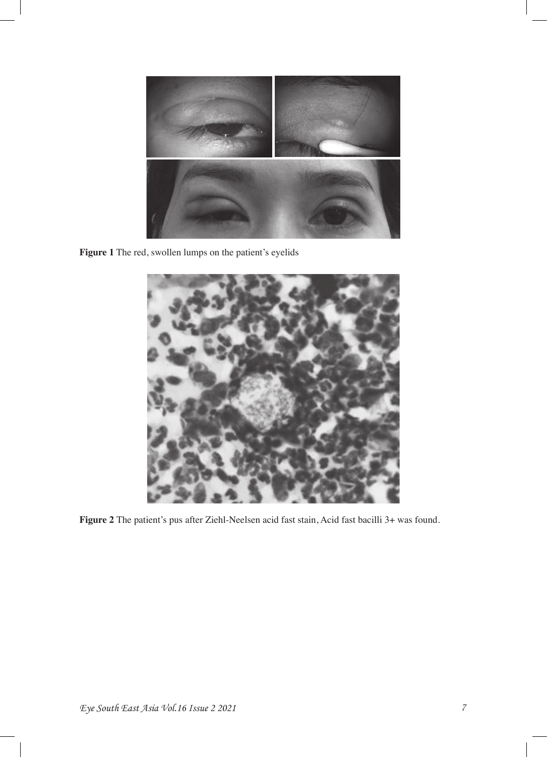**Figure 1** The red, swollen lumps on the patient's eyelids

**Figure 2** The patient's pus after Ziehl-Neelsen acid fast stain, Acid fast bacilli 3+ was found.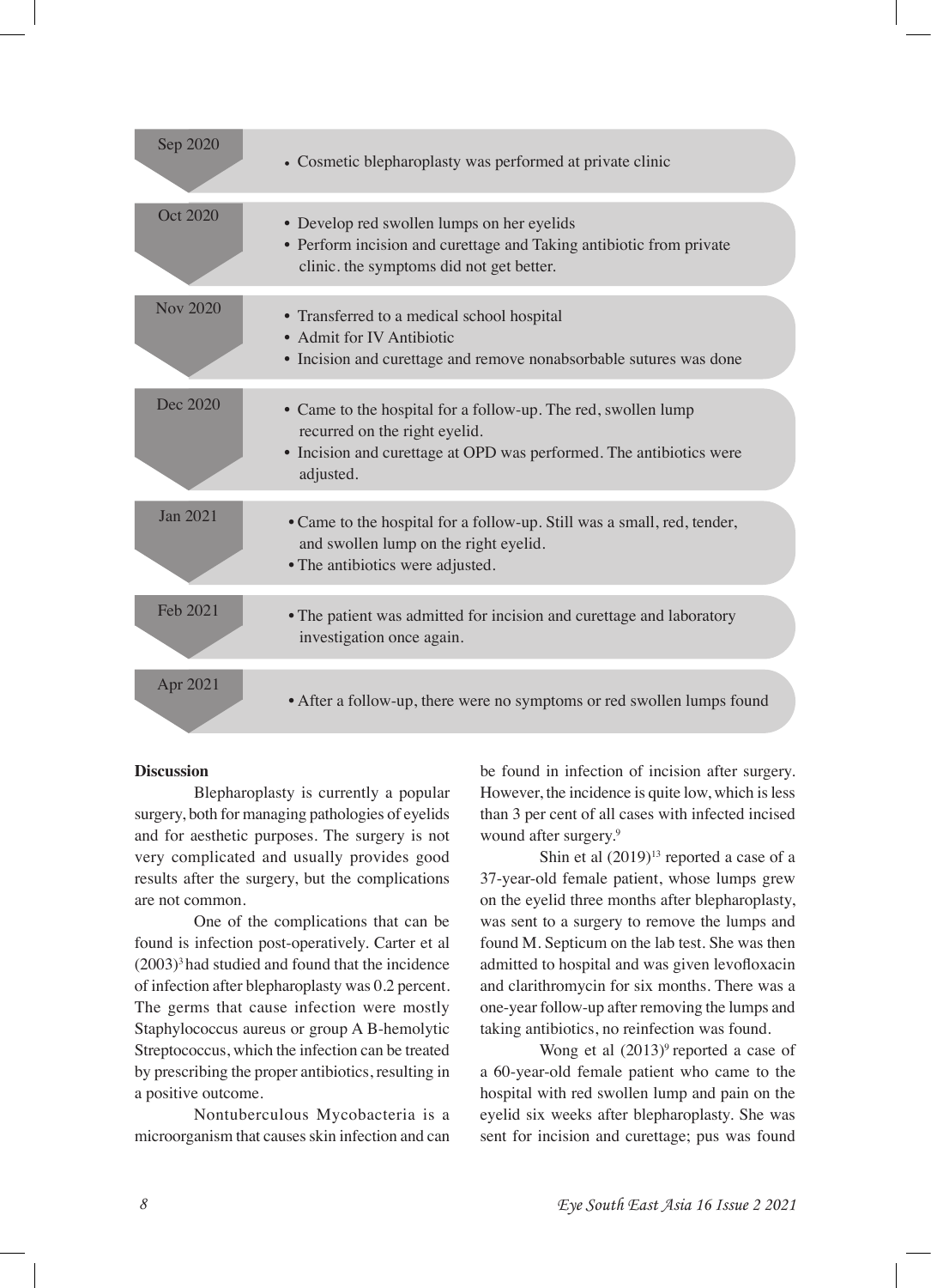| Date | Events |
| --- | --- |
| Sep 2020 | • Cosmetic blepharoplasty was performed at private clinic |
| Oct 2020 | • Develop red swollen lumps on her eyelids<br>• Perform incision and curettage and Taking antibiotic from private clinic. the symptoms did not get better. |
| Nov 2020 | • Transferred to a medical school hospital<br>• Admit for IV Antibiotic<br>• Incision and curettage and remove nonabsorbable sutures was done |
| Dec 2020 | • Came to the hospital for a follow-up. The red, swollen lump recurred on the right eyelid.<br>• Incision and curettage at OPD was performed. The antibiotics were adjusted. |
| Jan 2021 | • Came to the hospital for a follow-up. Still was a small, red, tender, and swollen lump on the right eyelid.<br>• The antibiotics were adjusted. |
| Feb 2021 | • The patient was admitted for incision and curettage and laboratory investigation once again. |
| Apr 2021 | • After a follow-up, there were no symptoms or red swollen lumps found |

**Discussion**

Blepharoplasty is currently a popular surgery, both for managing pathologies of eyelids and for aesthetic purposes. The surgery is not very complicated and usually provides good results after the surgery, but the complications are not common.

One of the complications that can be found is infection post-operatively. Carter et al (2003)[3] had studied and found that the incidence of infection after blepharoplasty was 0.2 percent. The germs that cause infection were mostly Staphylococcus aureus or group A B-hemolytic Streptococcus, which the infection can be treated by prescribing the proper antibiotics, resulting in a positive outcome.

Nontuberculous Mycobacteria is a microorganism that causes skin infection and can be found in infection of incision after surgery. However, the incidence is quite low, which is less than 3 per cent of all cases with infected incised wound after surgery.[9]

Shin et al (2019)[13] reported a case of a 37-year-old female patient, whose lumps grew on the eyelid three months after blepharoplasty, was sent to a surgery to remove the lumps and found M. Septicum on the lab test. She was then admitted to hospital and was given levofloxacin and clarithromycin for six months. There was a one-year follow-up after removing the lumps and taking antibiotics, no reinfection was found.

Wong et al (2013)[9] reported a case of a 60-year-old female patient who came to the hospital with red swollen lump and pain on the eyelid six weeks after blepharoplasty. She was sent for incision and curettage; pus was found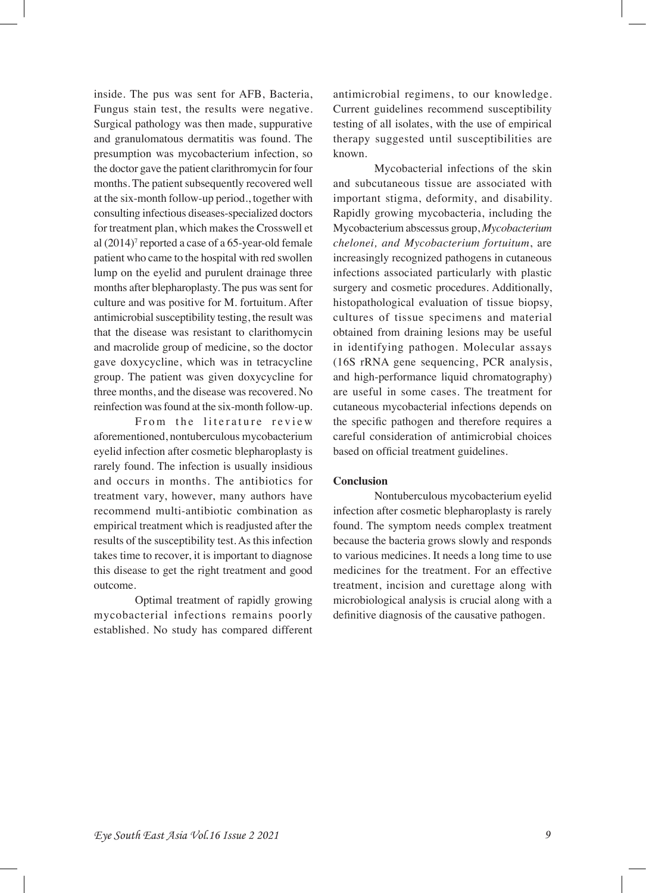inside. The pus was sent for AFB, Bacteria, Fungus stain test, the results were negative. Surgical pathology was then made, suppurative and granulomatous dermatitis was found. The presumption was mycobacterium infection, so the doctor gave the patient clarithromycin for four months. The patient subsequently recovered well at the six-month follow-up period., together with consulting infectious diseases-specialized doctors for treatment plan, which makes the Crosswell et al (2014)[7] reported a case of a 65-year-old female patient who came to the hospital with red swollen lump on the eyelid and purulent drainage three months after blepharoplasty. The pus was sent for culture and was positive for M. fortuitum. After antimicrobial susceptibility testing, the result was that the disease was resistant to clarithomycin and macrolide group of medicine, so the doctor gave doxycycline, which was in tetracycline group. The patient was given doxycycline for three months, and the disease was recovered. No reinfection was found at the six-month follow-up.

From the literature review aforementioned, nontuberculous mycobacterium eyelid infection after cosmetic blepharoplasty is rarely found. The infection is usually insidious and occurs in months. The antibiotics for treatment vary, however, many authors have recommend multi-antibiotic combination as empirical treatment which is readjusted after the results of the susceptibility test. As this infection takes time to recover, it is important to diagnose this disease to get the right treatment and good outcome.

Optimal treatment of rapidly growing mycobacterial infections remains poorly established. No study has compared different antimicrobial regimens, to our knowledge. Current guidelines recommend susceptibility testing of all isolates, with the use of empirical therapy suggested until susceptibilities are known.

Mycobacterial infections of the skin and subcutaneous tissue are associated with important stigma, deformity, and disability. Rapidly growing mycobacteria, including the Mycobacterium abscessus group, *Mycobacterium chelonei, and Mycobacterium fortuitum*, are increasingly recognized pathogens in cutaneous infections associated particularly with plastic surgery and cosmetic procedures. Additionally, histopathological evaluation of tissue biopsy, cultures of tissue specimens and material obtained from draining lesions may be useful in identifying pathogen. Molecular assays (16S rRNA gene sequencing, PCR analysis, and high-performance liquid chromatography) are useful in some cases. The treatment for cutaneous mycobacterial infections depends on the specific pathogen and therefore requires a careful consideration of antimicrobial choices based on official treatment guidelines.

## Conclusion

Nontuberculous mycobacterium eyelid infection after cosmetic blepharoplasty is rarely found. The symptom needs complex treatment because the bacteria grows slowly and responds to various medicines. It needs a long time to use medicines for the treatment. For an effective treatment, incision and curettage along with microbiological analysis is crucial along with a definitive diagnosis of the causative pathogen.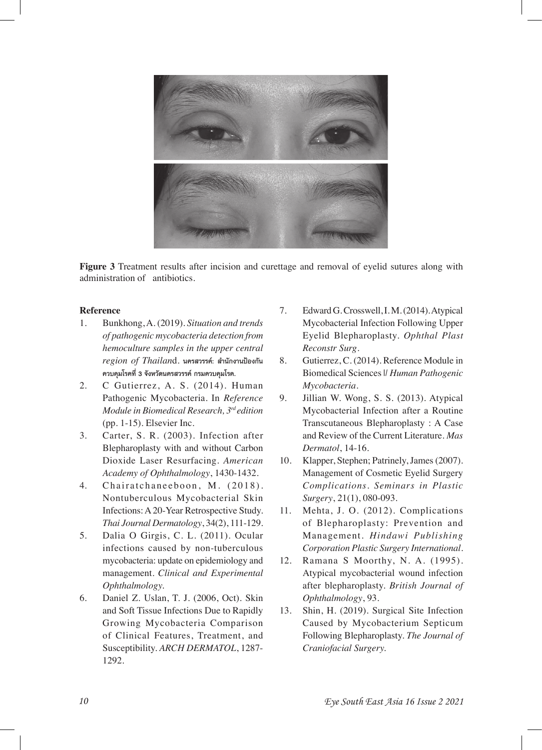**Figure 3** Treatment results after incision and curettage and removal of eyelid sutures along with administration of antibiotics.

**Reference**

1. Bunkhong, A. (2019). *Situation and trends of pathogenic mycobacteria detection from hemoculture samples in the upper central region of Thailan*d. นครสวรรค์: สำนักงานป้องกันควบคุมโรคที่ 3 จังหวัดนครสวรรค์ กรมควบคุมโรค.
2. C Gutierrez, A. S. (2014). Human Pathogenic Mycobacteria. In *Reference Module in Biomedical Research, 3rd edition* (pp. 1-15). Elsevier Inc.
3. Carter, S. R. (2003). Infection after Blepharoplasty with and without Carbon Dioxide Laser Resurfacing. *American Academy of Ophthalmology*, 1430-1432.
4. Chairatchaneeboon, M. (2018). Nontuberculous Mycobacterial Skin Infections: A 20-Year Retrospective Study. *Thai Journal Dermatology*, 34(2), 111-129.
5. Dalia O Girgis, C. L. (2011). Ocular infections caused by non-tuberculous mycobacteria: update on epidemiology and management. *Clinical and Experimental Ophthalmology.*
6. Daniel Z. Uslan, T. J. (2006, Oct). Skin and Soft Tissue Infections Due to Rapidly Growing Mycobacteria Comparison of Clinical Features, Treatment, and Susceptibility. *ARCH DERMATOL*, 1287-1292.
7. Edward G. Crosswell, I. M. (2014). Atypical Mycobacterial Infection Following Upper Eyelid Blepharoplasty. *Ophthal Plast Reconstr Surg*.
8. Gutierrez, C. (2014). Reference Module in Biomedical Sciences I/ *Human Pathogenic Mycobacteria*.
9. Jillian W. Wong, S. S. (2013). Atypical Mycobacterial Infection after a Routine Transcutaneous Blepharoplasty : A Case and Review of the Current Literature. *Mas Dermatol*, 14-16.
10. Klapper, Stephen; Patrinely, James (2007). Management of Cosmetic Eyelid Surgery *Complications. Seminars in Plastic Surgery*, 21(1), 080-093.
11. Mehta, J. O. (2012). Complications of Blepharoplasty: Prevention and Management. *Hindawi Publishing Corporation Plastic Surgery International*.
12. Ramana S Moorthy, N. A. (1995). Atypical mycobacterial wound infection after blepharoplasty. *British Journal of Ophthalmology*, 93.
13. Shin, H. (2019). Surgical Site Infection Caused by Mycobacterium Septicum Following Blepharoplasty. *The Journal of Craniofacial Surgery.*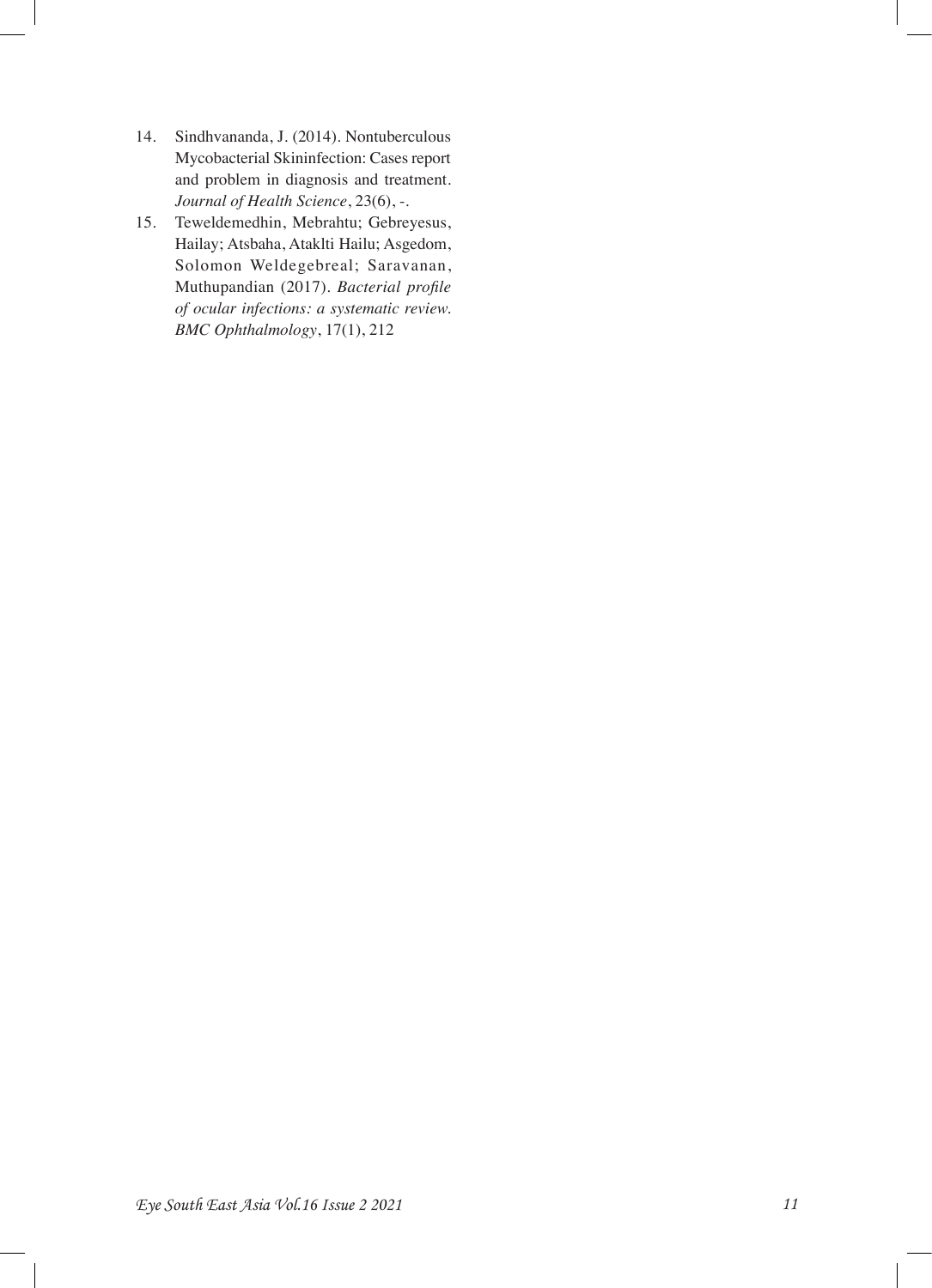14. Sindhvananda, J. (2014). Nontuberculous Mycobacterial Skininfection: Cases report and problem in diagnosis and treatment. *Journal of Health Science*, 23(6), -.
15. Teweldemedhin, Mebrahtu; Gebreyesus, Hailay; Atsbaha, Ataklti Hailu; Asgedom, Solomon Weldegebreal; Saravanan, Muthupandian (2017). *Bacterial profile of ocular infections: a systematic review. BMC Ophthalmology*, 17(1), 212